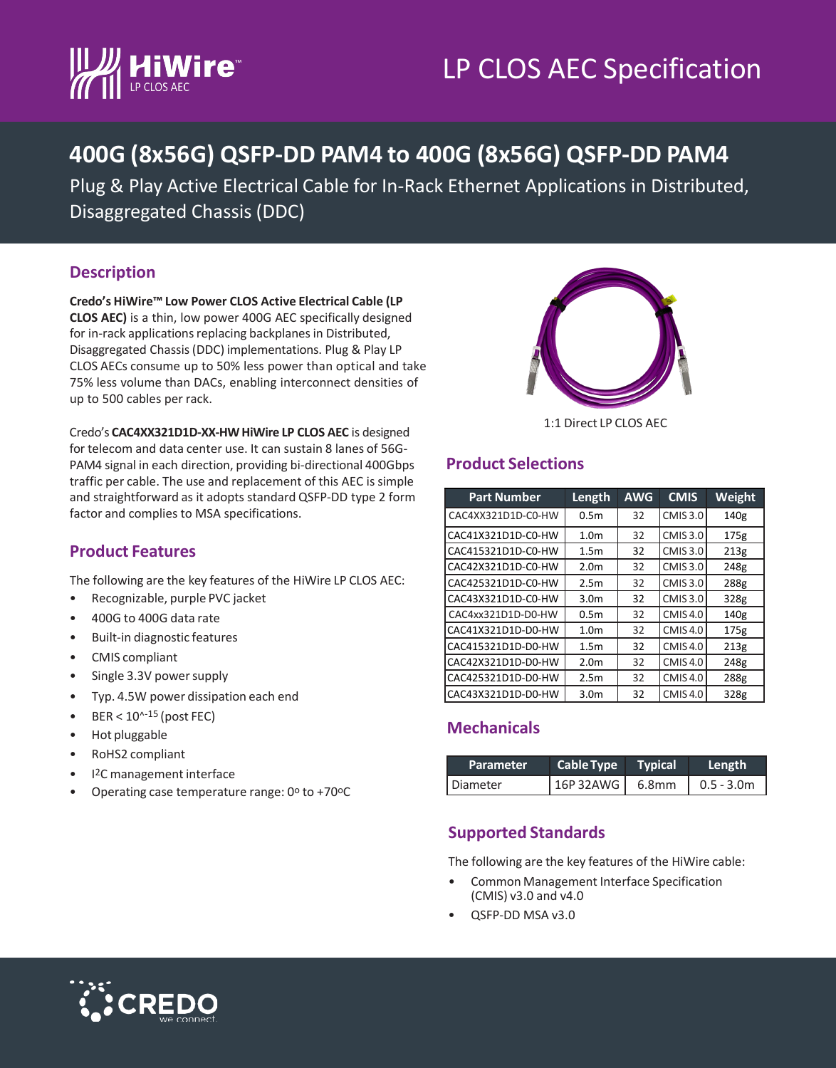# LP CLOS AEC Specification

# 400G (8x56G) QSFP-DD PAM4 to 400G (8x56G) QSFP-DD PAM4

Plug & Play Active Electrical Cable for In-Rack Ethernet Applications in Distributed, Disaggregated Chassis (DDC)

## Description

**Credo's HiWire™ Low Power CLOS Active Electrical Cable (LP CLOS AEC)** is a thin, low power 400G AEC specifically designed for in-rack applications replacing backplanes in Distributed, Disaggregated Chassis (DDC) implementations. Plug & Play LP CLOS AECs consume up to 50% less power than optical and take 75% less volume than DACs, enabling interconnect densities of up to 500 cables per rack.

Credo's **CAC4XX321D1D-XX-HW HiWire LP CLOS AEC** is designed for telecom and data center use. It can sustain 8 lanes of 56G-PAM4 signal in each direction, providing bi-directional 400Gbps traffic per cable. The use and replacement of this AEC is simple and straightforward as it adopts standard QSFP-DD type 2 form factor and complies to MSA specifications.

1:1 Direct LP CLOS AEC

## Product Features

The following are the key features of the HiWire LP CLOS AEC:

- Recognizable, purple PVC jacket
- 400G to 400G data rate
- Built-in diagnostic features
- CMIS compliant
- Single 3.3V power supply
- Typ. 4.5W power dissipation each end
- BER < $10^{-15}$ (post FEC)
- Hot pluggable
- RoHS2 compliant
- I2C management interface
- Operating case temperature range: 0°C to +70°C

## Product Selections

| Part Number | Length | AWG | CMIS | Weight |
|---|---|---|---|---|
| CAC4XX321D1D-C0-HW | 0.5m | 32 | CMIS 3.0 | 140g |
| CAC41X321D1D-C0-HW | 1.0m | 32 | CMIS 3.0 | 175g |
| CAC415321D1D-C0-HW | 1.5m | 32 | CMIS 3.0 | 213g |
| CAC42X321D1D-C0-HW | 2.0m | 32 | CMIS 3.0 | 248g |
| CAC425321D1D-C0-HW | 2.5m | 32 | CMIS 3.0 | 288g |
| CAC43X321D1D-C0-HW | 3.0m | 32 | CMIS 3.0 | 328g |
| CAC4xx321D1D-D0-HW | 0.5m | 32 | CMIS 4.0 | 140g |
| CAC41X321D1D-D0-HW | 1.0m | 32 | CMIS 4.0 | 175g |
| CAC415321D1D-D0-HW | 1.5m | 32 | CMIS 4.0 | 213g |
| CAC42X321D1D-D0-HW | 2.0m | 32 | CMIS 4.0 | 248g |
| CAC425321D1D-D0-HW | 2.5m | 32 | CMIS 4.0 | 288g |
| CAC43X321D1D-D0-HW | 3.0m | 32 | CMIS 4.0 | 328g |

## Mechanicals

| Parameter | Cable Type | Typical | Length |
|---|---|---|---|
| Diameter | 16P 32AWG | 6.8mm | 0.5 - 3.0m |

## Supported Standards

The following are the key features of the HiWire cable:

- Common Management Interface Specification (CMIS) v3.0 and v4.0
- QSFP-DD MSA v3.0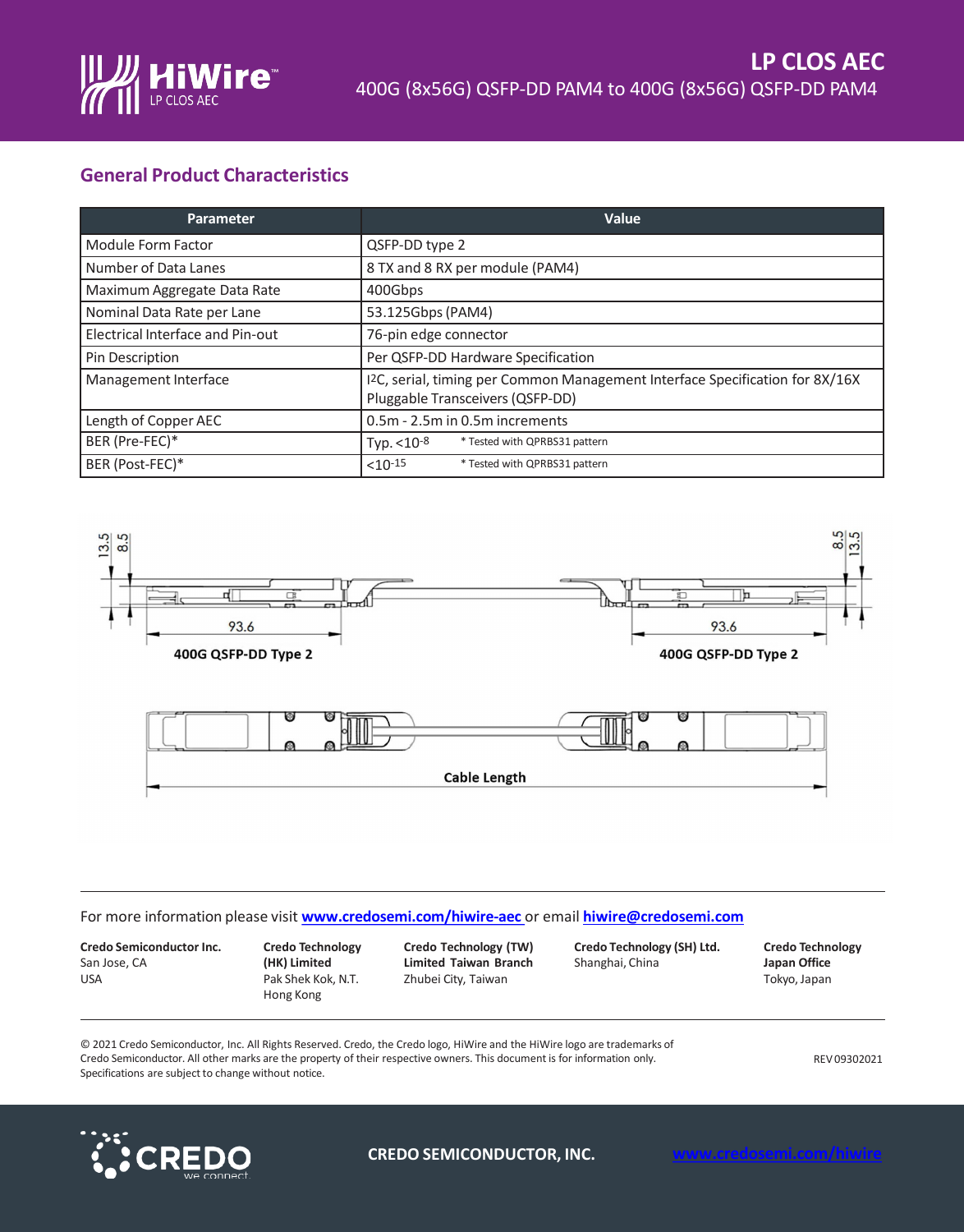## General Product Characteristics

| Parameter | Value |
|---|---|
| Module Form Factor | QSFP-DD type 2 |
| Number of Data Lanes | 8 TX and 8 RX per module (PAM4) |
| Maximum Aggregate Data Rate | 400Gbps |
| Nominal Data Rate per Lane | 53.125Gbps (PAM4) |
| Electrical Interface and Pin-out | 76-pin edge connector |
| Pin Description | Per QSFP-DD Hardware Specification |
| Management Interface | I2C, serial, timing per Common Management Interface Specification for 8X/16X Pluggable Transceivers (QSFP-DD) |
| Length of Copper AEC | 0.5m - 2.5m in 0.5m increments |
| BER (Pre-FEC)* | Typ. $<10^{-8}$ * Tested with QPRBS31 pattern |
| BER (Post-FEC)* | $<10^{-15}$ * Tested with QPRBS31 pattern |

13.5
8.5
93.6
400G QSFP-DD Type 2
8.5
13.5
93.6
400G QSFP-DD Type 2
Cable Length

For more information please visit **www.credosemi.com/hiwire-aec** or email **hiwire@credosemi.com**

**Credo Semiconductor Inc.**
San Jose, CA
USA

**Credo Technology (HK) Limited**
Pak Shek Kok, N.T.
Hong Kong

**Credo Technology (TW) Limited Taiwan Branch**
Zhubei City, Taiwan

**Credo Technology (SH) Ltd.**
Shanghai, China

**Credo Technology Japan Office**
Tokyo, Japan

© 2021 Credo Semiconductor, Inc. All Rights Reserved. Credo, the Credo logo, HiWire and the HiWire logo are trademarks of Credo Semiconductor. All other marks are the property of their respective owners. This document is for information only. Specifications are subject to change without notice.

REV 09302021